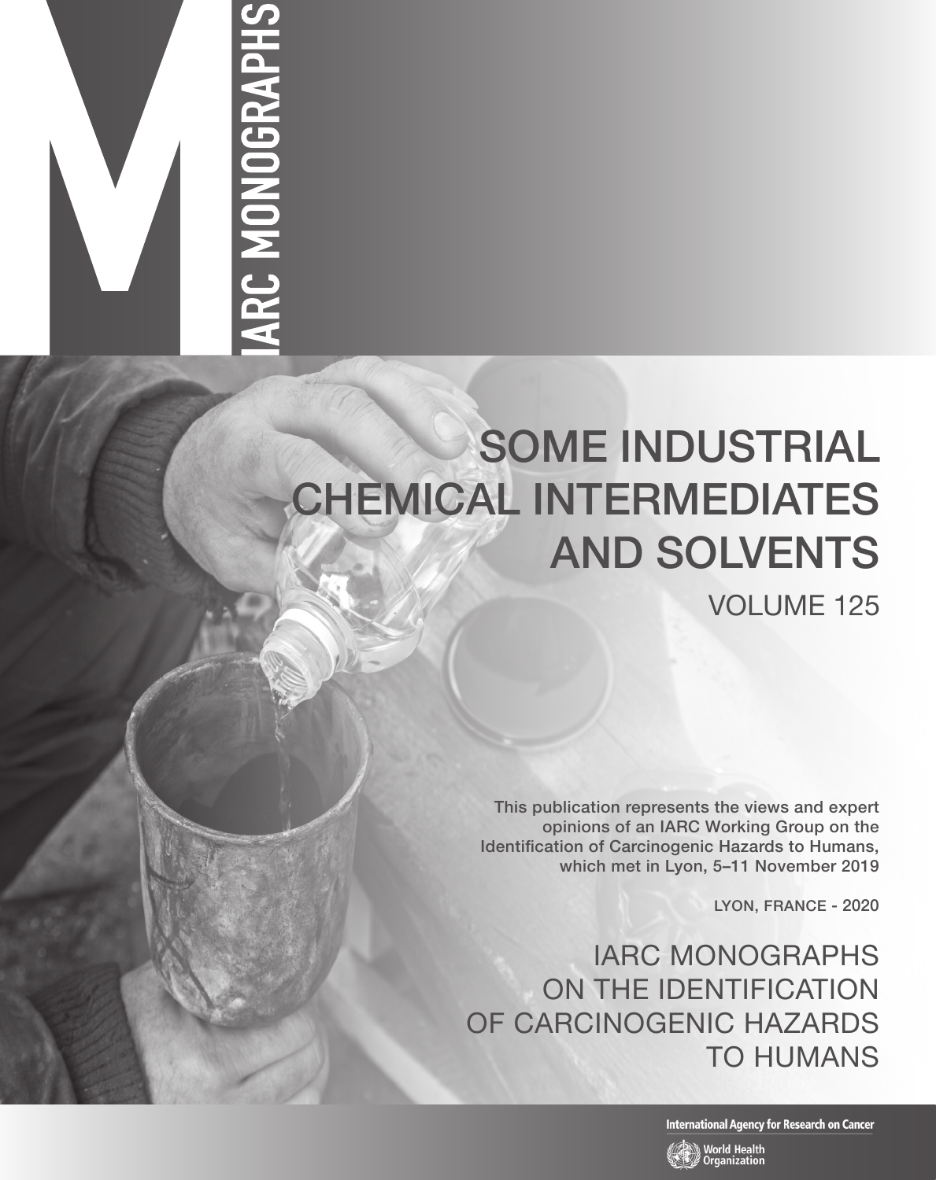IARC MONOGRAPHS

# SOME INDUSTRIAL CHEMICAL INTERMEDIATES AND SOLVENTS

VOLUME 125

This publication represents the views and expert opinions of an IARC Working Group on the Identification of Carcinogenic Hazards to Humans, which met in Lyon, 5–11 November 2019

LYON, FRANCE - 2020

IARC MONOGRAPHS ON THE IDENTIFICATION OF CARCINOGENIC HAZARDS TO HUMANS

International Agency for Research on Cancer

World Health Organization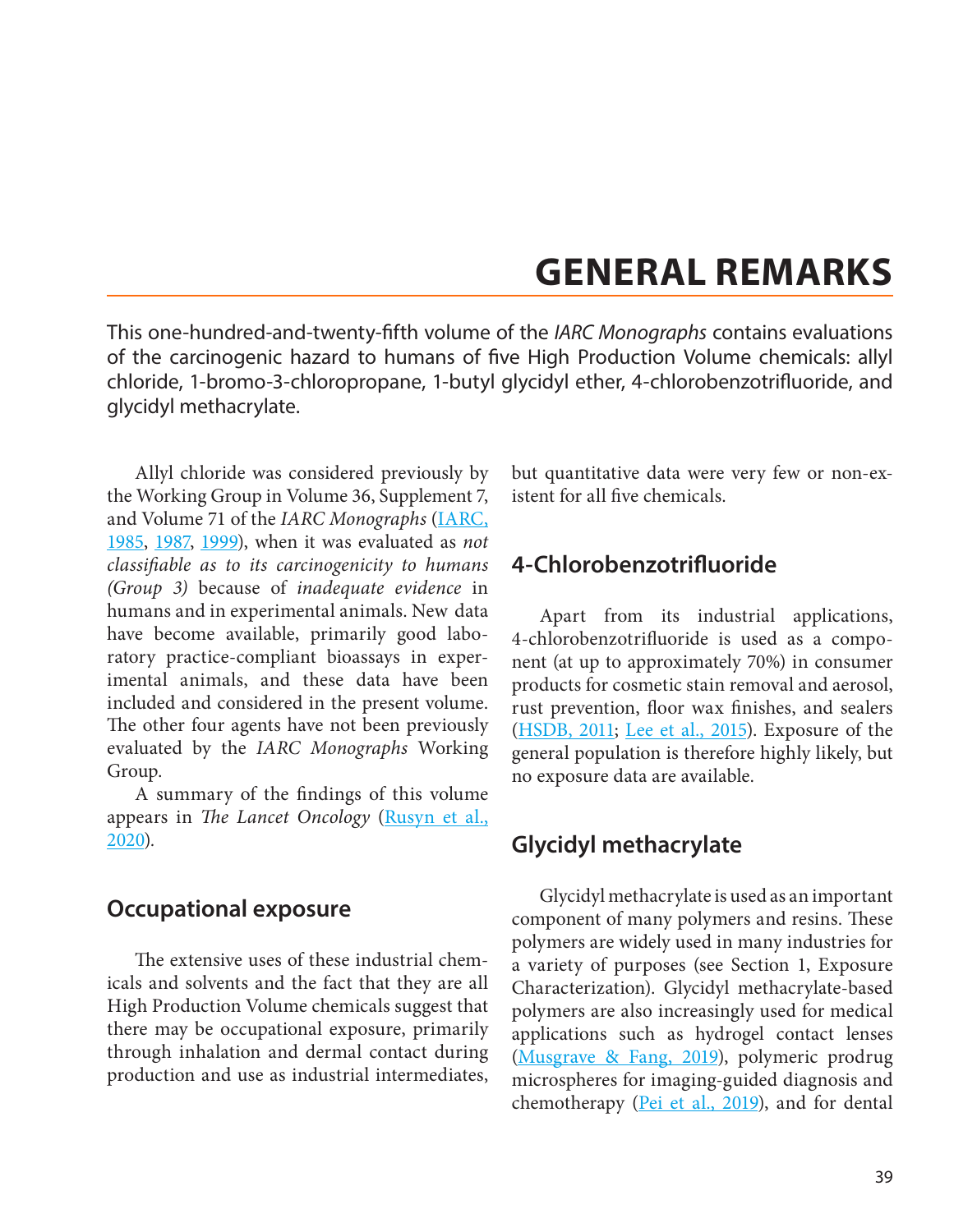# GENERAL REMARKS

This one-hundred-and-twenty-fifth volume of the *IARC Monographs* contains evaluations of the carcinogenic hazard to humans of five High Production Volume chemicals: allyl chloride, 1-bromo-3-chloropropane, 1-butyl glycidyl ether, 4-chlorobenzotrifluoride, and glycidyl methacrylate.

Allyl chloride was considered previously by the Working Group in Volume 36, Supplement 7, and Volume 71 of the *IARC Monographs* (IARC, 1985, 1987, 1999), when it was evaluated as *not classifiable as to its carcinogenicity to humans (Group 3)* because of *inadequate evidence* in humans and in experimental animals. New data have become available, primarily good laboratory practice-compliant bioassays in experimental animals, and these data have been included and considered in the present volume. The other four agents have not been previously evaluated by the *IARC Monographs* Working Group.

A summary of the findings of this volume appears in *The Lancet Oncology* (Rusyn et al., 2020).

## Occupational exposure

The extensive uses of these industrial chemicals and solvents and the fact that they are all High Production Volume chemicals suggest that there may be occupational exposure, primarily through inhalation and dermal contact during production and use as industrial intermediates, but quantitative data were very few or non-existent for all five chemicals.

## 4-Chlorobenzotrifluoride

Apart from its industrial applications, 4-chlorobenzotrifluoride is used as a component (at up to approximately 70%) in consumer products for cosmetic stain removal and aerosol, rust prevention, floor wax finishes, and sealers (HSDB, 2011; Lee et al., 2015). Exposure of the general population is therefore highly likely, but no exposure data are available.

## Glycidyl methacrylate

Glycidyl methacrylate is used as an important component of many polymers and resins. These polymers are widely used in many industries for a variety of purposes (see Section 1, Exposure Characterization). Glycidyl methacrylate-based polymers are also increasingly used for medical applications such as hydrogel contact lenses (Musgrave & Fang, 2019), polymeric prodrug microspheres for imaging-guided diagnosis and chemotherapy (Pei et al., 2019), and for dental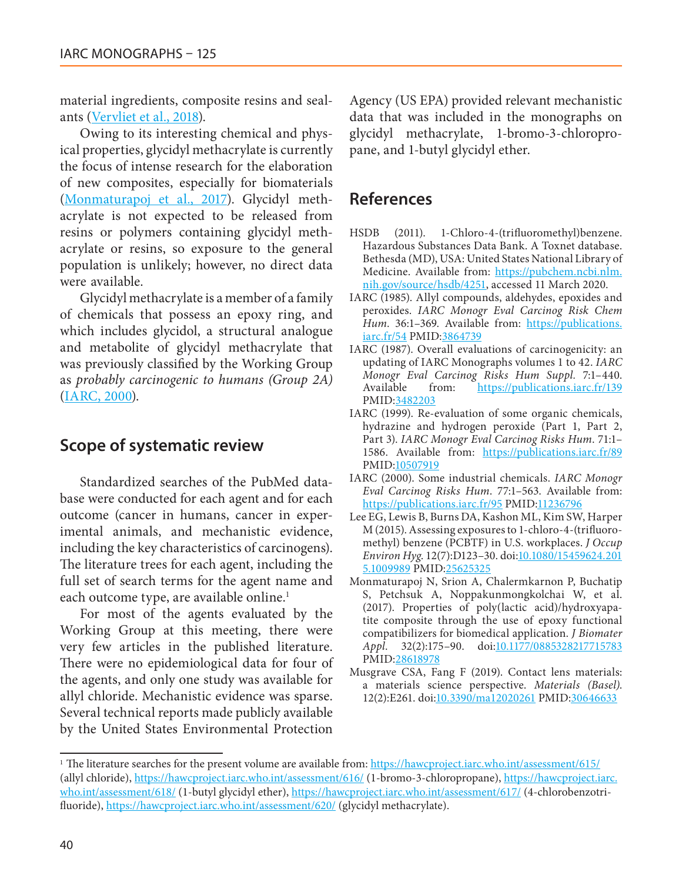material ingredients, composite resins and sealants (Vervliet et al., 2018).

Owing to its interesting chemical and physical properties, glycidyl methacrylate is currently the focus of intense research for the elaboration of new composites, especially for biomaterials (Monmaturapoj et al., 2017). Glycidyl methacrylate is not expected to be released from resins or polymers containing glycidyl methacrylate or resins, so exposure to the general population is unlikely; however, no direct data were available.

Glycidyl methacrylate is a member of a family of chemicals that possess an epoxy ring, and which includes glycidol, a structural analogue and metabolite of glycidyl methacrylate that was previously classified by the Working Group as *probably carcinogenic to humans (Group 2A)* (IARC, 2000).

## Scope of systematic review

Standardized searches of the PubMed database were conducted for each agent and for each outcome (cancer in humans, cancer in experimental animals, and mechanistic evidence, including the key characteristics of carcinogens). The literature trees for each agent, including the full set of search terms for the agent name and each outcome type, are available online.[1]

For most of the agents evaluated by the Working Group at this meeting, there were very few articles in the published literature. There were no epidemiological data for four of the agents, and only one study was available for allyl chloride. Mechanistic evidence was sparse. Several technical reports made publicly available by the United States Environmental Protection Agency (US EPA) provided relevant mechanistic data that was included in the monographs on glycidyl methacrylate, 1-bromo-3-chloropropane, and 1-butyl glycidyl ether.

## References

HSDB (2011). 1-Chloro-4-(trifluoromethyl)benzene. Hazardous Substances Data Bank. A Toxnet database. Bethesda (MD), USA: United States National Library of Medicine. Available from: https://pubchem.ncbi.nlm.nih.gov/source/hsdb/4251, accessed 11 March 2020.

IARC (1985). Allyl compounds, aldehydes, epoxides and peroxides. *IARC Monogr Eval Carcinog Risk Chem Hum*. 36:1–369. Available from: https://publications.iarc.fr/54 PMID:3864739

IARC (1987). Overall evaluations of carcinogenicity: an updating of IARC Monographs volumes 1 to 42. *IARC Monogr Eval Carcinog Risks Hum Suppl.* 7:1–440. Available from: https://publications.iarc.fr/139 PMID:3482203

IARC (1999). Re-evaluation of some organic chemicals, hydrazine and hydrogen peroxide (Part 1, Part 2, Part 3). *IARC Monogr Eval Carcinog Risks Hum*. 71:1–1586. Available from: https://publications.iarc.fr/89 PMID:10507919

IARC (2000). Some industrial chemicals. *IARC Monogr Eval Carcinog Risks Hum*. 77:1–563. Available from: https://publications.iarc.fr/95 PMID:11236796

Lee EG, Lewis B, Burns DA, Kashon ML, Kim SW, Harper M (2015). Assessing exposures to 1-chloro-4-(trifluoromethyl) benzene (PCBTF) in U.S. workplaces. *J Occup Environ Hyg.* 12(7):D123–30. doi:10.1080/15459624.2015.1009989 PMID:25625325

Monmaturapoj N, Srion A, Chalermkarnon P, Buchatip S, Petchsuk A, Noppakunmongkolchai W, et al. (2017). Properties of poly(lactic acid)/hydroxyapatite composite through the use of epoxy functional compatibilizers for biomedical application. *J Biomater Appl.* 32(2):175–90. doi:10.1177/0885328217715783 PMID:28618978

Musgrave CSA, Fang F (2019). Contact lens materials: a materials science perspective. *Materials (Basel).* 12(2):E261. doi:10.3390/ma12020261 PMID:30646633

[1] The literature searches for the present volume are available from: https://hawcproject.iarc.who.int/assessment/615/ (allyl chloride), https://hawcproject.iarc.who.int/assessment/616/ (1-bromo-3-chloropropane), https://hawcproject.iarc.who.int/assessment/618/ (1-butyl glycidyl ether), https://hawcproject.iarc.who.int/assessment/617/ (4-chlorobenzotrifluoride), https://hawcproject.iarc.who.int/assessment/620/ (glycidyl methacrylate).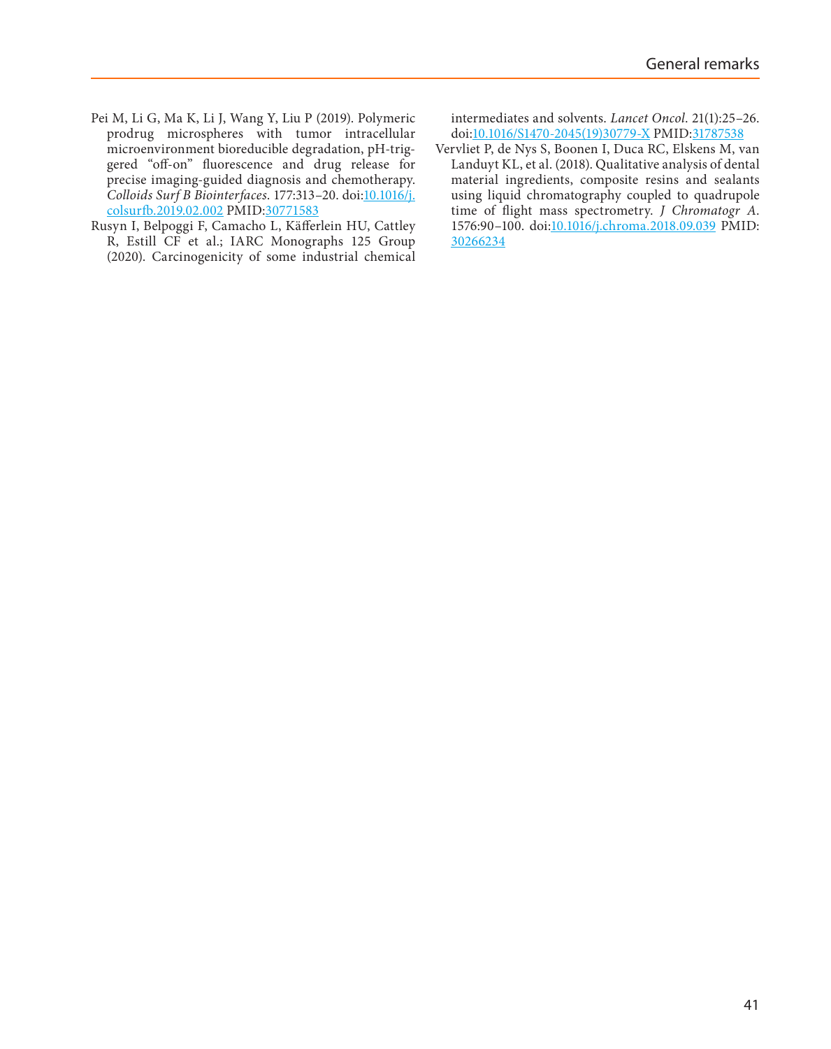Pei M, Li G, Ma K, Li J, Wang Y, Liu P (2019). Polymeric prodrug microspheres with tumor intracellular microenvironment bioreducible degradation, pH-triggered "off-on" fluorescence and drug release for precise imaging-guided diagnosis and chemotherapy. *Colloids Surf B Biointerfaces*. 177:313–20. doi:10.1016/j.colsurfb.2019.02.002 PMID:30771583

Rusyn I, Belpoggi F, Camacho L, Käfferlein HU, Cattley R, Estill CF et al.; IARC Monographs 125 Group (2020). Carcinogenicity of some industrial chemical intermediates and solvents. *Lancet Oncol*. 21(1):25–26. doi:10.1016/S1470-2045(19)30779-X PMID:31787538

Vervliet P, de Nys S, Boonen I, Duca RC, Elskens M, van Landuyt KL, et al. (2018). Qualitative analysis of dental material ingredients, composite resins and sealants using liquid chromatography coupled to quadrupole time of flight mass spectrometry. *J Chromatogr A*. 1576:90–100. doi:10.1016/j.chroma.2018.09.039 PMID:30266234